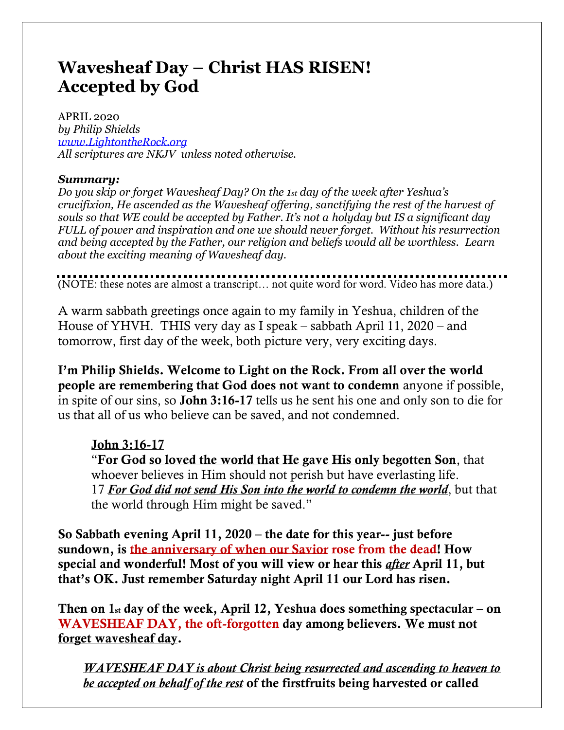# Wavesheaf Day – Christ HAS RISEN! Accepted by God

APRIL 2020
*by Philip Shields*
*www.LightontheRock.org*
*All scriptures are NKJV unless noted otherwise.*

***Summary:***
*Do you skip or forget Wavesheaf Day? On the 1st day of the week after Yeshua's crucifixion, He ascended as the Wavesheaf offering, sanctifying the rest of the harvest of souls so that WE could be accepted by Father. It's not a holyday but IS a significant day FULL of power and inspiration and one we should never forget. Without his resurrection and being accepted by the Father, our religion and beliefs would all be worthless. Learn about the exciting meaning of Wavesheaf day.*

---

(NOTE: these notes are almost a transcript… not quite word for word. Video has more data.)

A warm sabbath greetings once again to my family in Yeshua, children of the House of YHVH. THIS very day as I speak – sabbath April 11, 2020 – and tomorrow, first day of the week, both picture very, very exciting days.

**I'm Philip Shields. Welcome to Light on the Rock. From all over the world people are remembering that God does not want to condemn** anyone if possible, in spite of our sins, so **John 3:16-17** tells us he sent his one and only son to die for us that all of us who believe can be saved, and not condemned.

> **John 3:16-17**
> "**For God so loved the world that He gave His only begotten Son**, that whoever believes in Him should not perish but have everlasting life. 17 ***For God did not send His Son into the world to condemn the world***, but that the world through Him might be saved."

**So Sabbath evening April 11, 2020 – the date for this year-- just before sundown, is the anniversary of when our Savior rose from the dead! How special and wonderful! Most of you will view or hear this *after* April 11, but that's OK. Just remember Saturday night April 11 our Lord has risen.**

**Then on 1st day of the week, April 12, Yeshua does something spectacular – on WAVESHEAF DAY, the oft-forgotten day among believers. We must not forget wavesheaf day.**

> ***WAVESHEAF DAY is about Christ being resurrected and ascending to heaven to be accepted on behalf of the rest*** **of the firstfruits being harvested or called**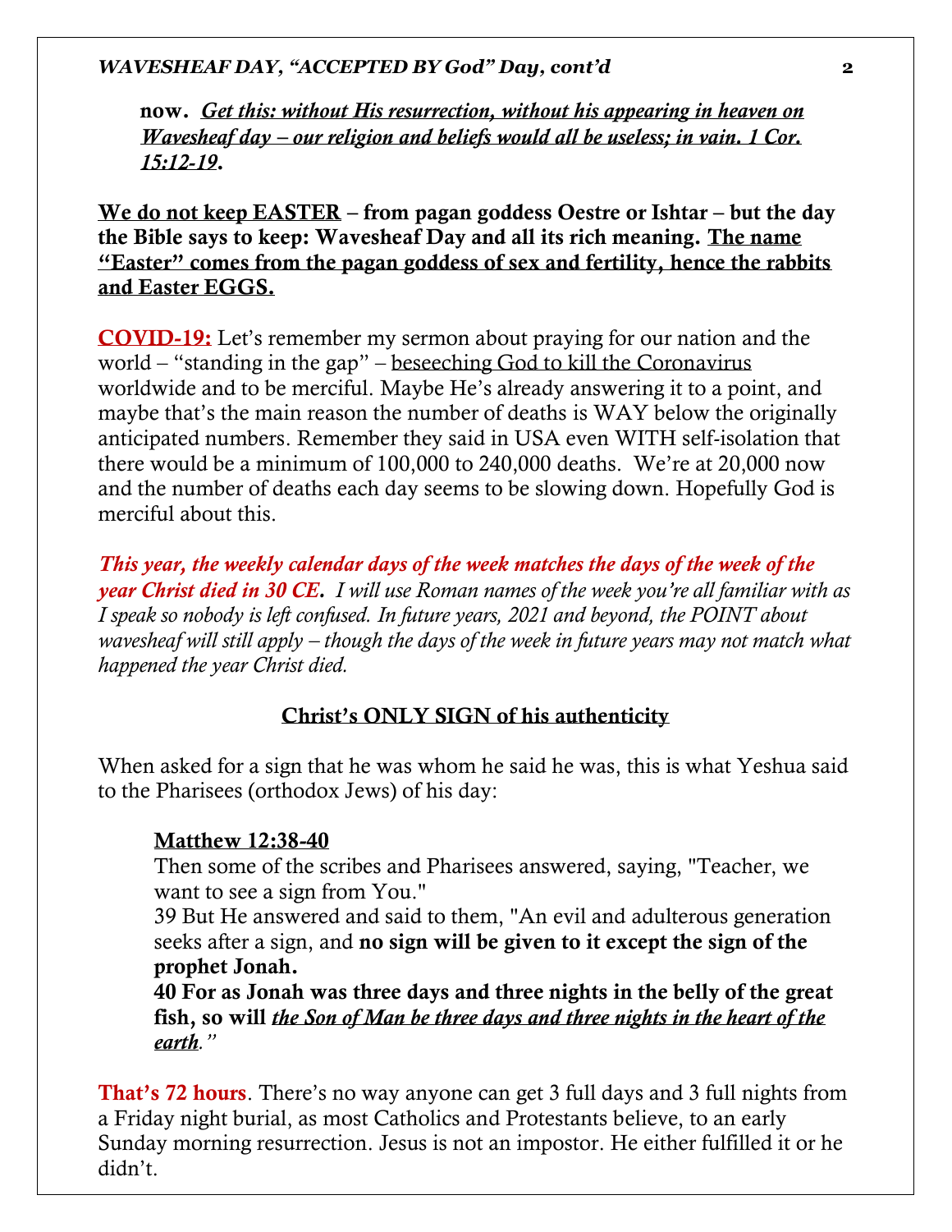**now.** ***Get this: without His resurrection, without his appearing in heaven on Wavesheaf day – our religion and beliefs would all be useless; in vain. 1 Cor. 15:12-19.***

**We do not keep EASTER – from pagan goddess Oestre or Ishtar – but the day the Bible says to keep: Wavesheaf Day and all its rich meaning. The name "Easter" comes from the pagan goddess of sex and fertility, hence the rabbits and Easter EGGS.**

**COVID-19:** Let's remember my sermon about praying for our nation and the world – "standing in the gap" – beseeching God to kill the Coronavirus worldwide and to be merciful. Maybe He's already answering it to a point, and maybe that's the main reason the number of deaths is WAY below the originally anticipated numbers. Remember they said in USA even WITH self-isolation that there would be a minimum of 100,000 to 240,000 deaths. We're at 20,000 now and the number of deaths each day seems to be slowing down. Hopefully God is merciful about this.

***This year, the weekly calendar days of the week matches the days of the week of the year Christ died in 30 CE.*** *I will use Roman names of the week you're all familiar with as I speak so nobody is left confused. In future years, 2021 and beyond, the POINT about wavesheaf will still apply – though the days of the week in future years may not match what happened the year Christ died.*

## Christ's ONLY SIGN of his authenticity

When asked for a sign that he was whom he said he was, this is what Yeshua said to the Pharisees (orthodox Jews) of his day:

> **Matthew 12:38-40**
> Then some of the scribes and Pharisees answered, saying, "Teacher, we want to see a sign from You."
> 39 But He answered and said to them, "An evil and adulterous generation seeks after a sign, and **no sign will be given to it except the sign of the prophet Jonah.**
> **40 For as Jonah was three days and three nights in the belly of the great fish, so will *the Son of Man be three days and three nights in the heart of the earth*."**

**That's 72 hours**. There's no way anyone can get 3 full days and 3 full nights from a Friday night burial, as most Catholics and Protestants believe, to an early Sunday morning resurrection. Jesus is not an impostor. He either fulfilled it or he didn't.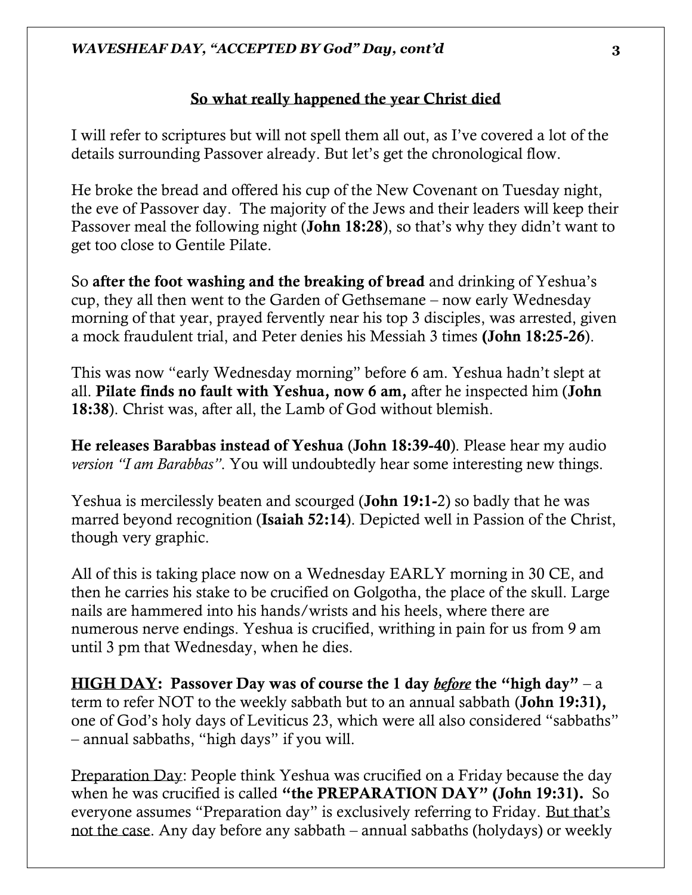## So what really happened the year Christ died

I will refer to scriptures but will not spell them all out, as I've covered a lot of the details surrounding Passover already. But let's get the chronological flow.

He broke the bread and offered his cup of the New Covenant on Tuesday night, the eve of Passover day. The majority of the Jews and their leaders will keep their Passover meal the following night (**John 18:28**), so that's why they didn't want to get too close to Gentile Pilate.

So **after the foot washing and the breaking of bread** and drinking of Yeshua's cup, they all then went to the Garden of Gethsemane – now early Wednesday morning of that year, prayed fervently near his top 3 disciples, was arrested, given a mock fraudulent trial, and Peter denies his Messiah 3 times **(John 18:25-26**).

This was now "early Wednesday morning" before 6 am. Yeshua hadn't slept at all. **Pilate finds no fault with Yeshua, now 6 am,** after he inspected him (**John 18:38**). Christ was, after all, the Lamb of God without blemish.

**He releases Barabbas instead of Yeshua** (**John 18:39-40**). Please hear my audio *version "I am Barabbas"*. You will undoubtedly hear some interesting new things.

Yeshua is mercilessly beaten and scourged (**John 19:1-**2) so badly that he was marred beyond recognition (**Isaiah 52:14**). Depicted well in Passion of the Christ, though very graphic.

All of this is taking place now on a Wednesday EARLY morning in 30 CE, and then he carries his stake to be crucified on Golgotha, the place of the skull. Large nails are hammered into his hands/wrists and his heels, where there are numerous nerve endings. Yeshua is crucified, writhing in pain for us from 9 am until 3 pm that Wednesday, when he dies.

**<u>HIGH DAY</u>: Passover Day was of course the 1 day *<u>before</u>* the "high day"** – a term to refer NOT to the weekly sabbath but to an annual sabbath (**John 19:31),** one of God's holy days of Leviticus 23, which were all also considered "sabbaths" – annual sabbaths, "high days" if you will.

<u>Preparation Day</u>: People think Yeshua was crucified on a Friday because the day when he was crucified is called **"the PREPARATION DAY" (John 19:31).** So everyone assumes "Preparation day" is exclusively referring to Friday. <u>But that's not the case</u>. Any day before any sabbath – annual sabbaths (holydays) or weekly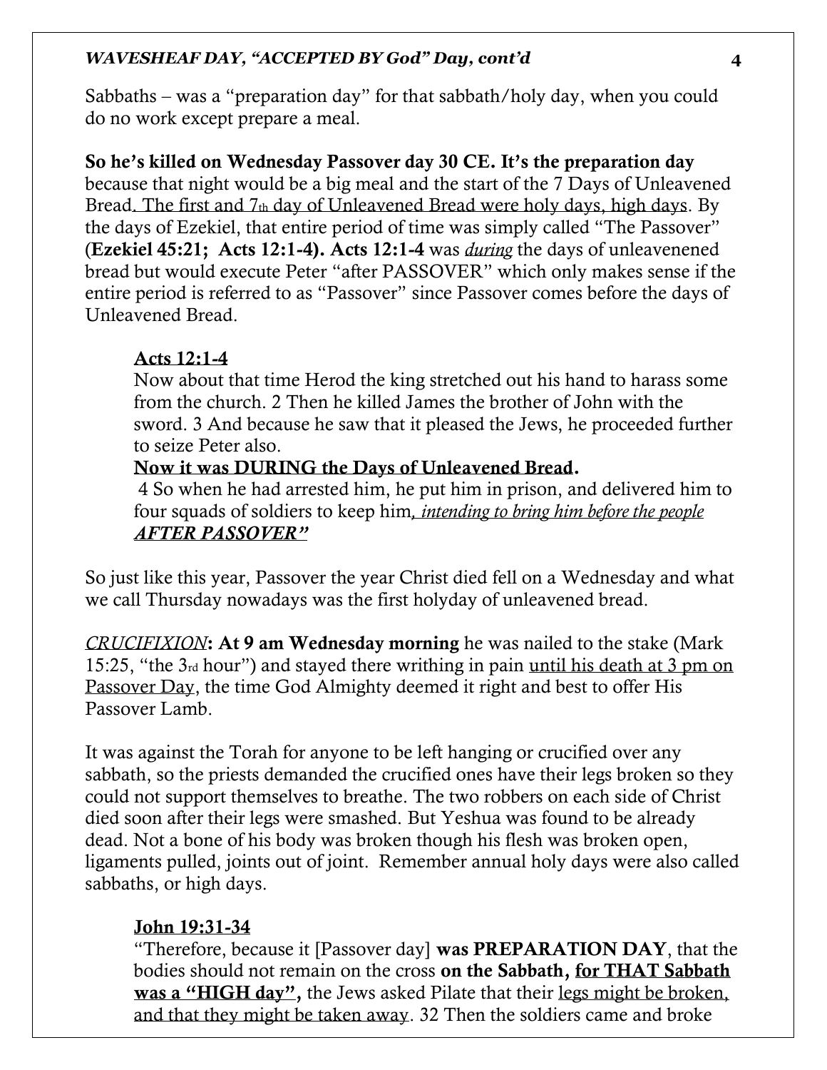Sabbaths – was a "preparation day" for that sabbath/holy day, when you could do no work except prepare a meal.

**So he's killed on Wednesday Passover day 30 CE. It's the preparation day** because that night would be a big meal and the start of the 7 Days of Unleavened Bread. The first and 7th day of Unleavened Bread were holy days, high days. By the days of Ezekiel, that entire period of time was simply called "The Passover" (**Ezekiel 45:21; Acts 12:1-4). Acts 12:1-4** was *during* the days of unleavenened bread but would execute Peter "after PASSOVER" which only makes sense if the entire period is referred to as "Passover" since Passover comes before the days of Unleavened Bread.

> **Acts 12:1-4**
> Now about that time Herod the king stretched out his hand to harass some from the church. 2 Then he killed James the brother of John with the sword. 3 And because he saw that it pleased the Jews, he proceeded further to seize Peter also.
> **Now it was DURING the Days of Unleavened Bread.**
> 4 So when he had arrested him, he put him in prison, and delivered him to four squads of soldiers to keep him*, intending to bring him before the people AFTER PASSOVER"*

So just like this year, Passover the year Christ died fell on a Wednesday and what we call Thursday nowadays was the first holyday of unleavened bread.

*CRUCIFIXION*: **At 9 am Wednesday morning** he was nailed to the stake (Mark 15:25, "the 3rd hour") and stayed there writhing in pain until his death at 3 pm on Passover Day, the time God Almighty deemed it right and best to offer His Passover Lamb.

It was against the Torah for anyone to be left hanging or crucified over any sabbath, so the priests demanded the crucified ones have their legs broken so they could not support themselves to breathe. The two robbers on each side of Christ died soon after their legs were smashed. But Yeshua was found to be already dead. Not a bone of his body was broken though his flesh was broken open, ligaments pulled, joints out of joint. Remember annual holy days were also called sabbaths, or high days.

> **John 19:31-34**
> "Therefore, because it [Passover day] **was PREPARATION DAY**, that the bodies should not remain on the cross **on the Sabbath, for THAT Sabbath was a "HIGH day",** the Jews asked Pilate that their legs might be broken, and that they might be taken away. 32 Then the soldiers came and broke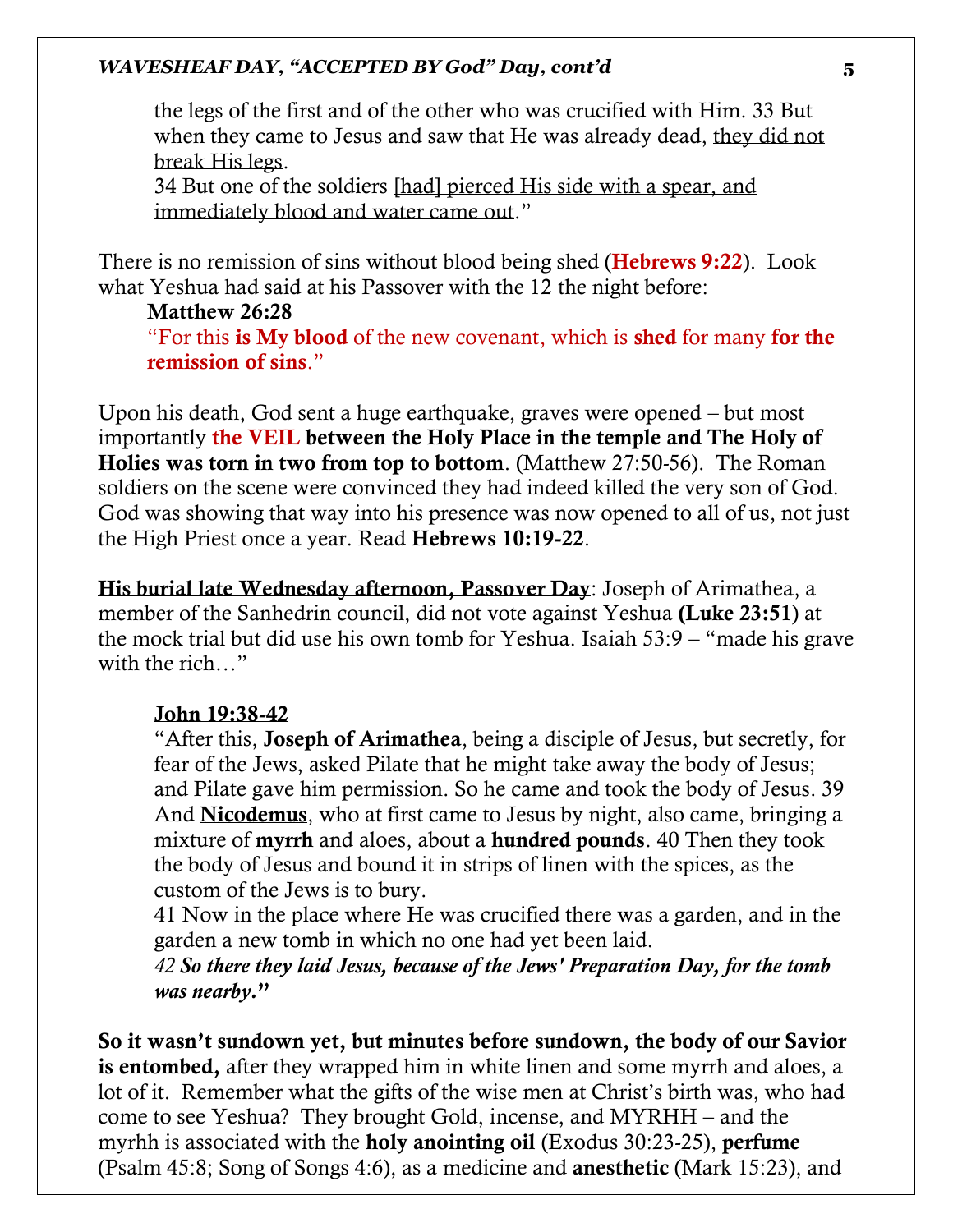the legs of the first and of the other who was crucified with Him. 33 But when they came to Jesus and saw that He was already dead, they did not break His legs.
34 But one of the soldiers [had] pierced His side with a spear, and immediately blood and water came out."

There is no remission of sins without blood being shed (**Hebrews 9:22**). Look what Yeshua had said at his Passover with the 12 the night before:

**Matthew 26:28**
"For this **is My blood** of the new covenant, which is **shed** for many **for the remission of sins**."

Upon his death, God sent a huge earthquake, graves were opened – but most importantly **the VEIL between the Holy Place in the temple and The Holy of Holies was torn in two from top to bottom**. (Matthew 27:50-56). The Roman soldiers on the scene were convinced they had indeed killed the very son of God. God was showing that way into his presence was now opened to all of us, not just the High Priest once a year. Read **Hebrews 10:19-22**.

**His burial late Wednesday afternoon, Passover Day**: Joseph of Arimathea, a member of the Sanhedrin council, did not vote against Yeshua **(Luke 23:51**) at the mock trial but did use his own tomb for Yeshua. Isaiah 53:9 – "made his grave with the rich…"

**John 19:38-42**
"After this, **Joseph of Arimathea**, being a disciple of Jesus, but secretly, for fear of the Jews, asked Pilate that he might take away the body of Jesus; and Pilate gave him permission. So he came and took the body of Jesus. 39 And **Nicodemus**, who at first came to Jesus by night, also came, bringing a mixture of **myrrh** and aloes, about a **hundred pounds**. 40 Then they took the body of Jesus and bound it in strips of linen with the spices, as the custom of the Jews is to bury.
41 Now in the place where He was crucified there was a garden, and in the garden a new tomb in which no one had yet been laid.
*42* ***So there they laid Jesus, because of the Jews' Preparation Day, for the tomb was nearby*****."**

**So it wasn't sundown yet, but minutes before sundown, the body of our Savior is entombed,** after they wrapped him in white linen and some myrrh and aloes, a lot of it. Remember what the gifts of the wise men at Christ's birth was, who had come to see Yeshua? They brought Gold, incense, and MYRHH – and the myrhh is associated with the **holy anointing oil** (Exodus 30:23-25), **perfume** (Psalm 45:8; Song of Songs 4:6), as a medicine and **anesthetic** (Mark 15:23), and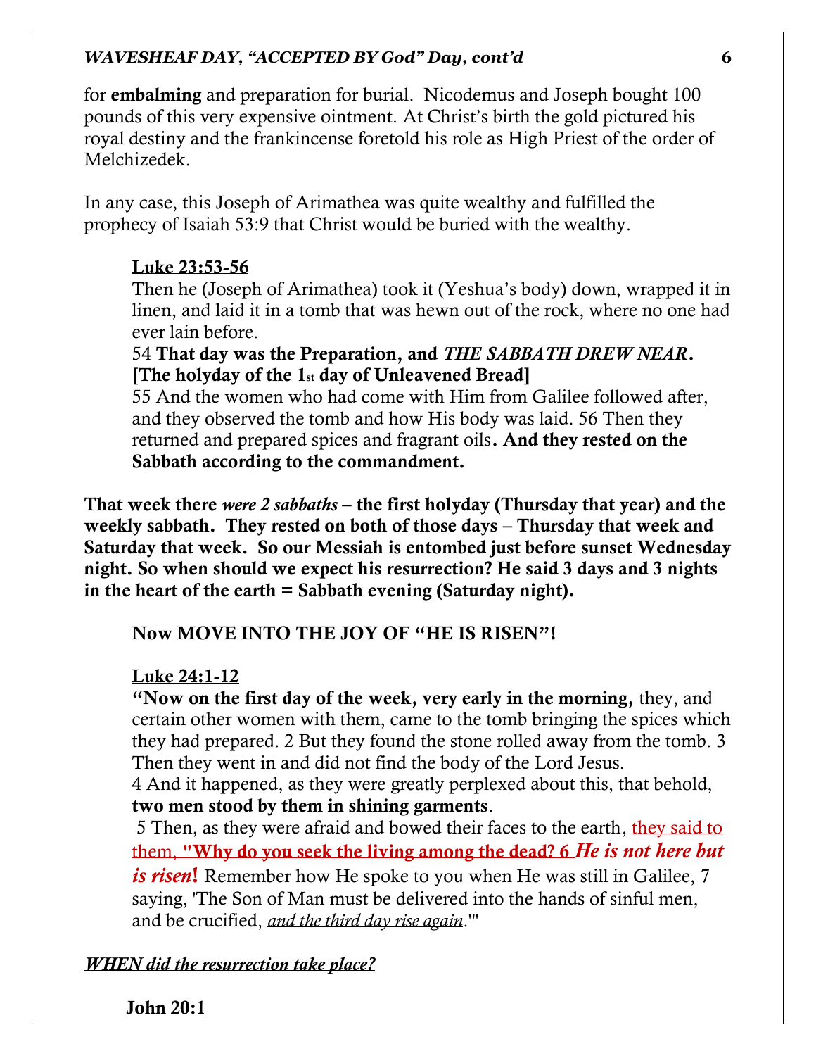for **embalming** and preparation for burial. Nicodemus and Joseph bought 100 pounds of this very expensive ointment. At Christ's birth the gold pictured his royal destiny and the frankincense foretold his role as High Priest of the order of Melchizedek.

In any case, this Joseph of Arimathea was quite wealthy and fulfilled the prophecy of Isaiah 53:9 that Christ would be buried with the wealthy.

> <u>**Luke 23:53-56**</u>
> Then he (Joseph of Arimathea) took it (Yeshua's body) down, wrapped it in linen, and laid it in a tomb that was hewn out of the rock, where no one had ever lain before.
> 54 **That day was the Preparation, and *THE SABBATH DREW NEAR*. [The holyday of the 1st day of Unleavened Bread]**
> 55 And the women who had come with Him from Galilee followed after, and they observed the tomb and how His body was laid. 56 Then they returned and prepared spices and fragrant oils**. And they rested on the Sabbath according to the commandment.**

**That week there *were 2 sabbaths* – the first holyday (Thursday that year) and the weekly sabbath. They rested on both of those days – Thursday that week and Saturday that week. So our Messiah is entombed just before sunset Wednesday night. So when should we expect his resurrection? He said 3 days and 3 nights in the heart of the earth = Sabbath evening (Saturday night).**

> **Now MOVE INTO THE JOY OF "HE IS RISEN"!**
>
> <u>**Luke 24:1-12**</u>
> **"Now on the first day of the week, very early in the morning,** they, and certain other women with them, came to the tomb bringing the spices which they had prepared. 2 But they found the stone rolled away from the tomb. 3 Then they went in and did not find the body of the Lord Jesus.
> 4 And it happened, as they were greatly perplexed about this, that behold, **two men stood by them in shining garments**.
> 5 Then, as they were afraid and bowed their faces to the earth<u>, they said to them, **"Why do you seek the living among the dead? 6** </u>***He is not here but is risen*!** Remember how He spoke to you when He was still in Galilee, 7 saying, 'The Son of Man must be delivered into the hands of sinful men, and be crucified, <u>*and the third day rise again*</u>.'"

<u>***WHEN did the resurrection take place?***</u>

> <u>**John 20:1**</u>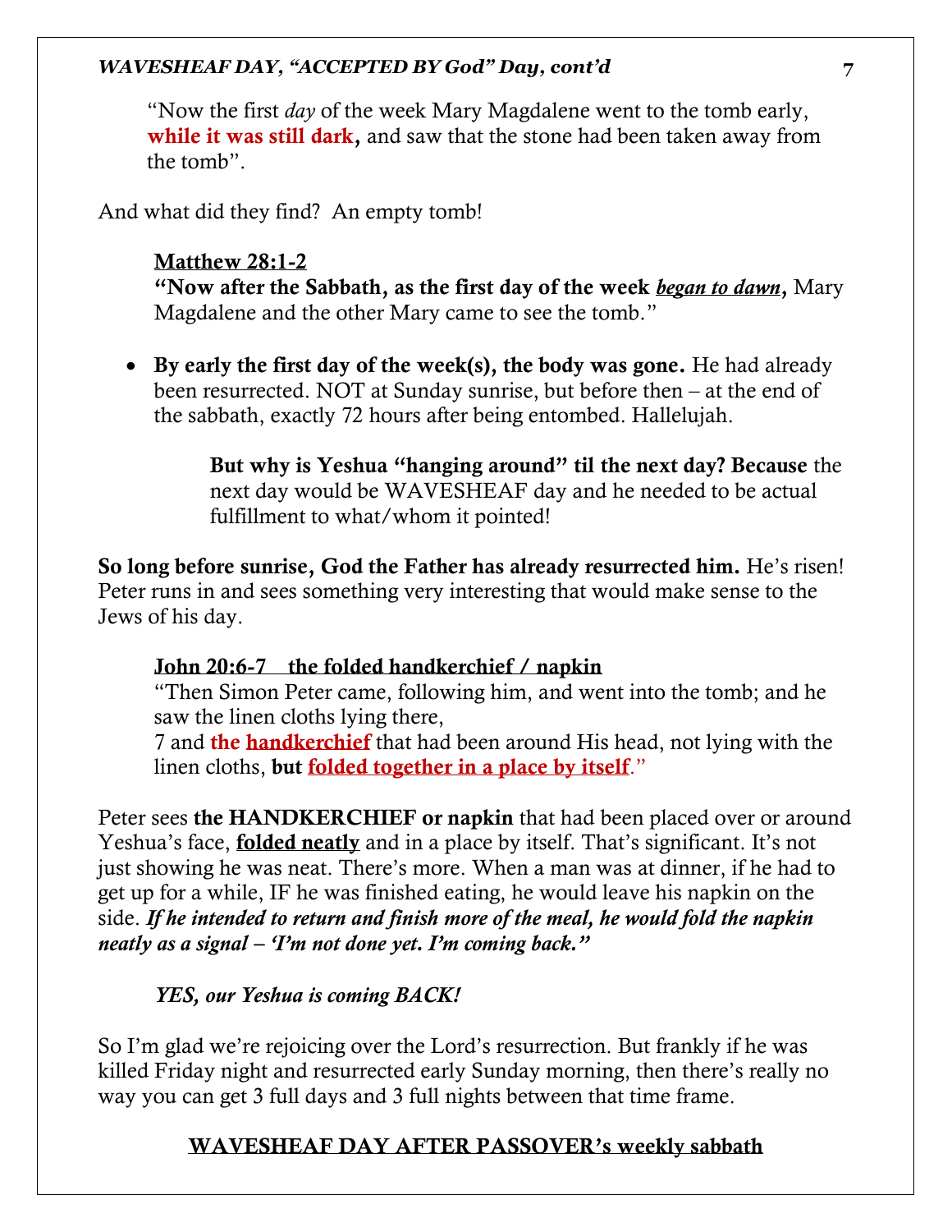> "Now the first *day* of the week Mary Magdalene went to the tomb early, **while it was still dark**, and saw that the stone had been taken away from the tomb".

And what did they find? An empty tomb!

> **<u>Matthew 28:1-2</u>**
> **"Now after the Sabbath, as the first day of the week *<u>began to dawn</u>*,** Mary Magdalene and the other Mary came to see the tomb."

- **By early the first day of the week(s), the body was gone.** He had already been resurrected. NOT at Sunday sunrise, but before then – at the end of the sabbath, exactly 72 hours after being entombed. Hallelujah.

> **But why is Yeshua "hanging around" til the next day? Because** the next day would be WAVESHEAF day and he needed to be actual fulfillment to what/whom it pointed!

**So long before sunrise, God the Father has already resurrected him.** He's risen! Peter runs in and sees something very interesting that would make sense to the Jews of his day.

> **<u>John 20:6-7 the folded handkerchief / napkin</u>**
> "Then Simon Peter came, following him, and went into the tomb; and he saw the linen cloths lying there,
> 7 and **the <u>handkerchief</u>** that had been around His head, not lying with the linen cloths, **but <u>folded together in a place by itself</u>**."

Peter sees **the HANDKERCHIEF or napkin** that had been placed over or around Yeshua's face, **<u>folded neatly</u>** and in a place by itself. That's significant. It's not just showing he was neat. There's more. When a man was at dinner, if he had to get up for a while, IF he was finished eating, he would leave his napkin on the side. ***If he intended to return and finish more of the meal, he would fold the napkin neatly as a signal – 'I'm not done yet. I'm coming back."***

> ***YES, our Yeshua is coming BACK!***

So I'm glad we're rejoicing over the Lord's resurrection. But frankly if he was killed Friday night and resurrected early Sunday morning, then there's really no way you can get 3 full days and 3 full nights between that time frame.

## <u>WAVESHEAF DAY AFTER PASSOVER's weekly sabbath</u>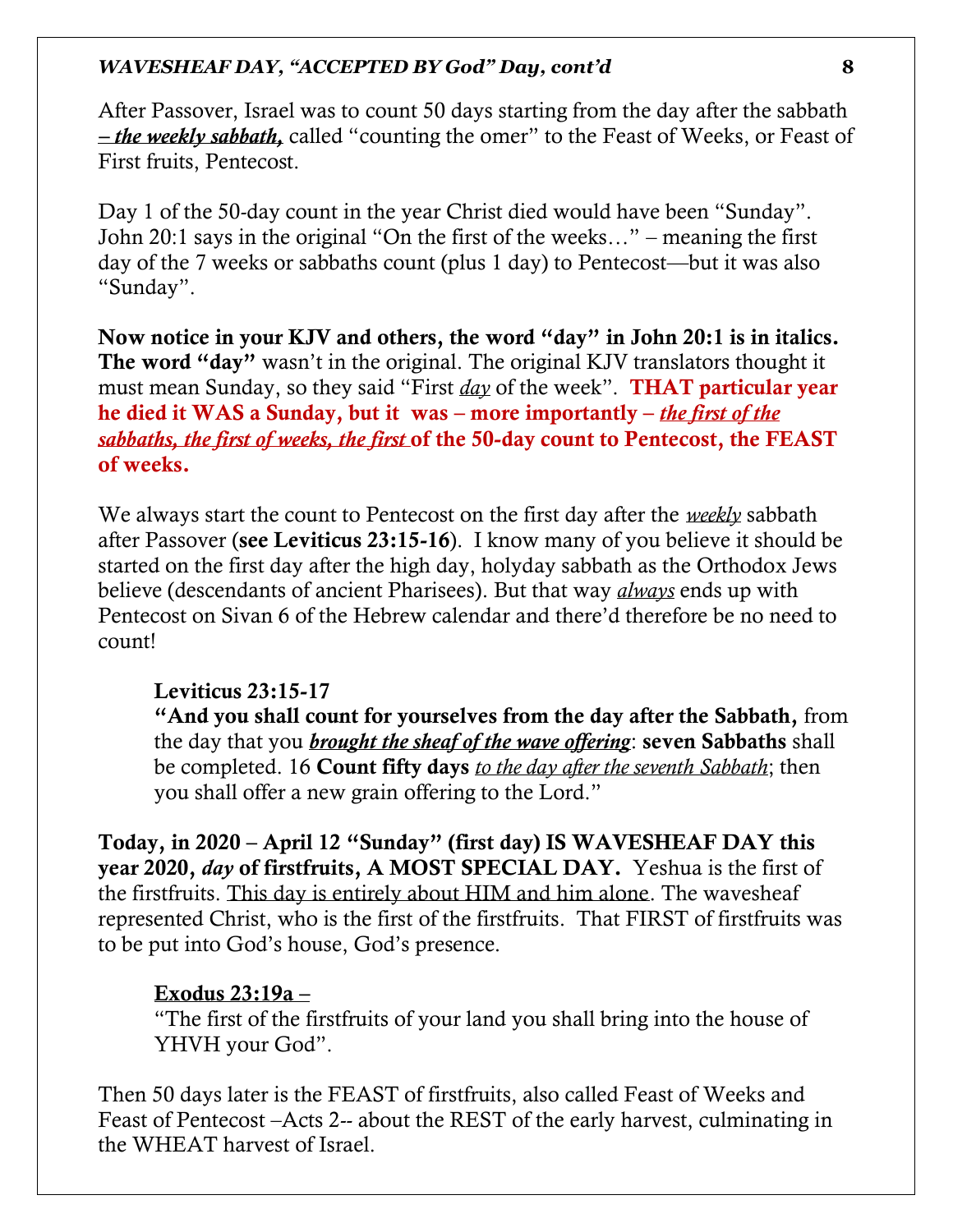After Passover, Israel was to count 50 days starting from the day after the sabbath ***– the weekly sabbath,*** called "counting the omer" to the Feast of Weeks, or Feast of First fruits, Pentecost.

Day 1 of the 50-day count in the year Christ died would have been "Sunday". John 20:1 says in the original "On the first of the weeks…" – meaning the first day of the 7 weeks or sabbaths count (plus 1 day) to Pentecost—but it was also "Sunday".

**Now notice in your KJV and others, the word "day" in John 20:1 is in italics. The word "day"** wasn't in the original. The original KJV translators thought it must mean Sunday, so they said "First *day* of the week". **THAT particular year he died it WAS a Sunday, but it was – more importantly – *the first of the sabbaths, the first of weeks, the first* of the 50-day count to Pentecost, the FEAST of weeks.**

We always start the count to Pentecost on the first day after the *weekly* sabbath after Passover (**see Leviticus 23:15-16**). I know many of you believe it should be started on the first day after the high day, holyday sabbath as the Orthodox Jews believe (descendants of ancient Pharisees). But that way *always* ends up with Pentecost on Sivan 6 of the Hebrew calendar and there'd therefore be no need to count!

> **Leviticus 23:15-17**
> **"And you shall count for yourselves from the day after the Sabbath,** from the day that you ***brought the sheaf of the wave offering***: **seven Sabbaths** shall be completed. 16 **Count fifty days** *to the day after the seventh Sabbath*; then you shall offer a new grain offering to the Lord."

**Today, in 2020 – April 12 "Sunday" (first day) IS WAVESHEAF DAY this year 2020, *day* of firstfruits, A MOST SPECIAL DAY.** Yeshua is the first of the firstfruits. This day is entirely about HIM and him alone. The wavesheaf represented Christ, who is the first of the firstfruits. That FIRST of firstfruits was to be put into God's house, God's presence.

> **Exodus 23:19a –**
> "The first of the firstfruits of your land you shall bring into the house of YHVH your God".

Then 50 days later is the FEAST of firstfruits, also called Feast of Weeks and Feast of Pentecost –Acts 2-- about the REST of the early harvest, culminating in the WHEAT harvest of Israel.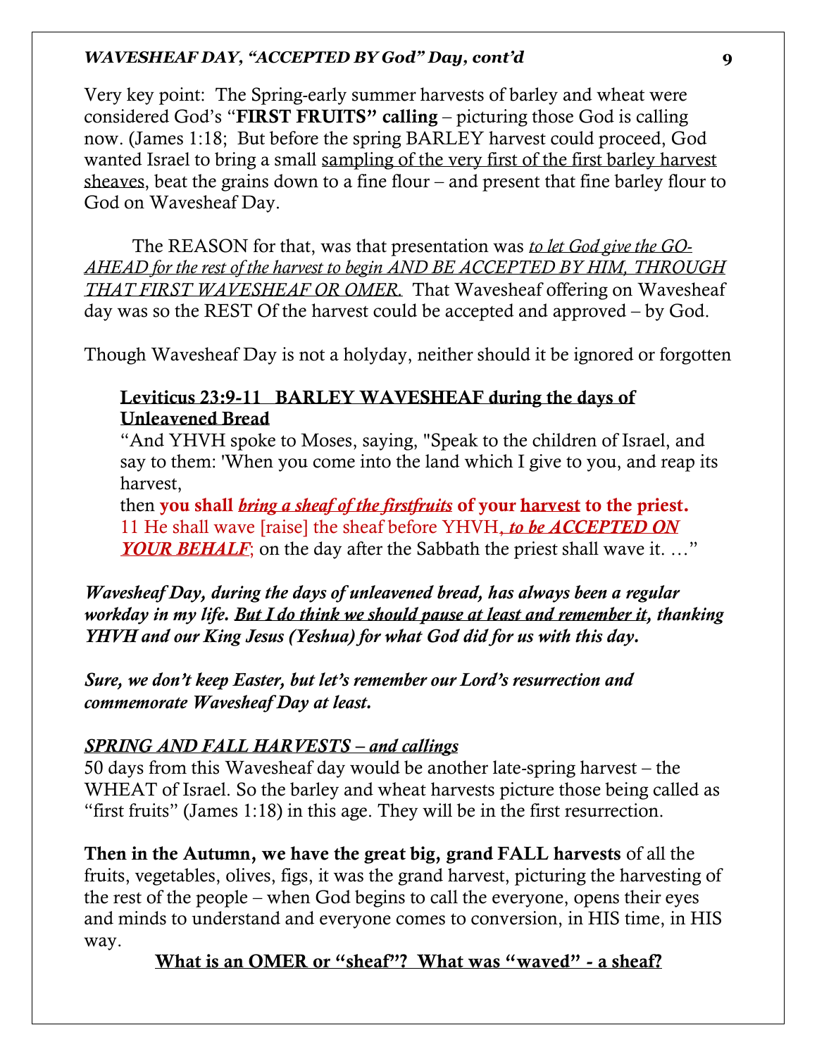Very key point: The Spring-early summer harvests of barley and wheat were considered God's "**FIRST FRUITS" calling** – picturing those God is calling now. (James 1:18; But before the spring BARLEY harvest could proceed, God wanted Israel to bring a small <u>sampling of the very first of the first barley harvest sheaves</u>, beat the grains down to a fine flour – and present that fine barley flour to God on Wavesheaf Day.

The REASON for that, was that presentation was <u>*to let God give the GO-AHEAD for the rest of the harvest to begin AND BE ACCEPTED BY HIM, THROUGH THAT FIRST WAVESHEAF OR OMER.*</u> That Wavesheaf offering on Wavesheaf day was so the REST Of the harvest could be accepted and approved – by God.

Though Wavesheaf Day is not a holyday, neither should it be ignored or forgotten

> **<u>Leviticus 23:9-11 BARLEY WAVESHEAF during the days of Unleavened Bread</u>**
>
> "And YHVH spoke to Moses, saying, "Speak to the children of Israel, and say to them: 'When you come into the land which I give to you, and reap its harvest,
> then **you shall *<u>bring a sheaf of the firstfruits</u>* of your <u>harvest</u> to the priest.**
> 11 He shall wave [raise] the sheaf before YHVH, ***<u>to be ACCEPTED ON YOUR BEHALF</u>***; on the day after the Sabbath the priest shall wave it. …"

***Wavesheaf Day, during the days of unleavened bread, has always been a regular workday in my life. <u>But I do think we should pause at least and remember it</u>, thanking YHVH and our King Jesus (Yeshua) for what God did for us with this day.***

***Sure, we don't keep Easter, but let's remember our Lord's resurrection and commemorate Wavesheaf Day at least.***

*<u>SPRING AND FALL HARVESTS – and callings</u>*

50 days from this Wavesheaf day would be another late-spring harvest – the WHEAT of Israel. So the barley and wheat harvests picture those being called as "first fruits" (James 1:18) in this age. They will be in the first resurrection.

**Then in the Autumn, we have the great big, grand FALL harvests** of all the fruits, vegetables, olives, figs, it was the grand harvest, picturing the harvesting of the rest of the people – when God begins to call the everyone, opens their eyes and minds to understand and everyone comes to conversion, in HIS time, in HIS way.

**<u>What is an OMER or "sheaf"? What was "waved" - a sheaf?</u>**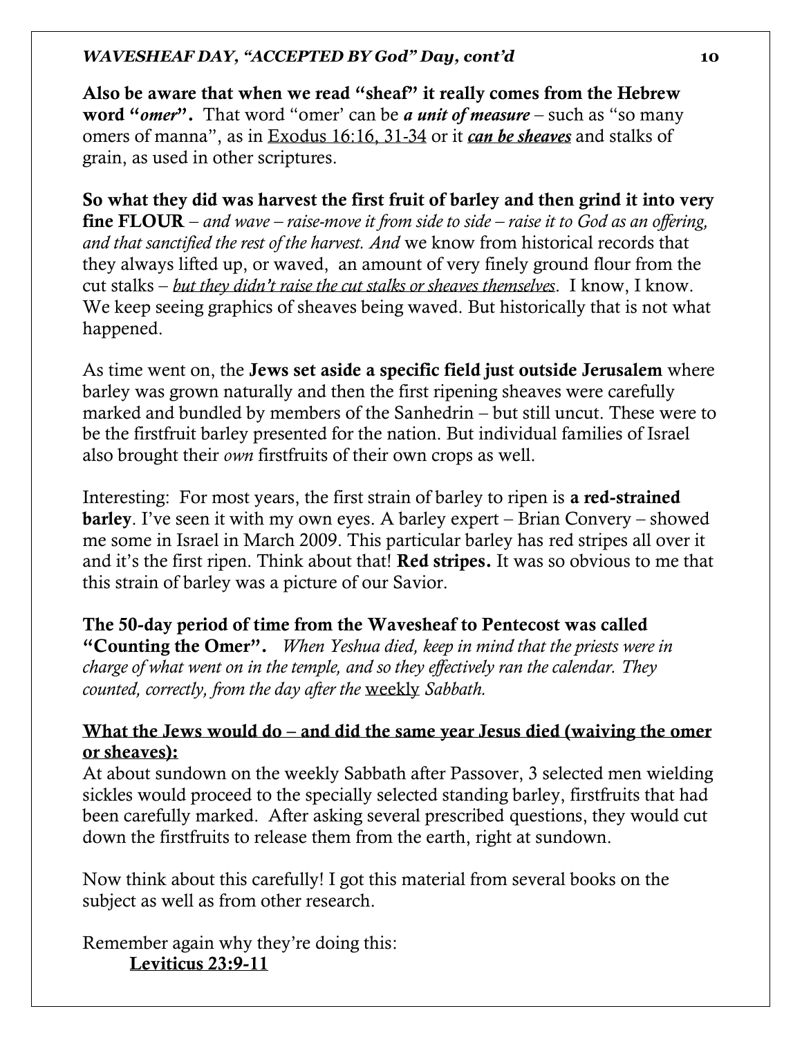**Also be aware that when we read "sheaf" it really comes from the Hebrew word "*omer*".** That word "omer' can be ***a unit of measure*** – such as "so many omers of manna", as in Exodus 16:16, 31-34 or it ***can be sheaves*** and stalks of grain, as used in other scriptures.

**So what they did was harvest the first fruit of barley and then grind it into very fine FLOUR** – *and wave – raise-move it from side to side – raise it to God as an offering, and that sanctified the rest of the harvest. And* we know from historical records that they always lifted up, or waved, an amount of very finely ground flour from the cut stalks – *but they didn't raise the cut stalks or sheaves themselves*. I know, I know. We keep seeing graphics of sheaves being waved. But historically that is not what happened.

As time went on, the **Jews set aside a specific field just outside Jerusalem** where barley was grown naturally and then the first ripening sheaves were carefully marked and bundled by members of the Sanhedrin – but still uncut. These were to be the firstfruit barley presented for the nation. But individual families of Israel also brought their *own* firstfruits of their own crops as well.

Interesting: For most years, the first strain of barley to ripen is **a red-strained barley**. I've seen it with my own eyes. A barley expert – Brian Convery – showed me some in Israel in March 2009. This particular barley has red stripes all over it and it's the first ripen. Think about that! **Red stripes.** It was so obvious to me that this strain of barley was a picture of our Savior.

**The 50-day period of time from the Wavesheaf to Pentecost was called "Counting the Omer".** *When Yeshua died, keep in mind that the priests were in charge of what went on in the temple, and so they effectively ran the calendar. They counted, correctly, from the day after the* weekly *Sabbath.*

**What the Jews would do – and did the same year Jesus died (waiving the omer or sheaves):**

At about sundown on the weekly Sabbath after Passover, 3 selected men wielding sickles would proceed to the specially selected standing barley, firstfruits that had been carefully marked. After asking several prescribed questions, they would cut down the firstfruits to release them from the earth, right at sundown.

Now think about this carefully! I got this material from several books on the subject as well as from other research.

Remember again why they're doing this:

**Leviticus 23:9-11**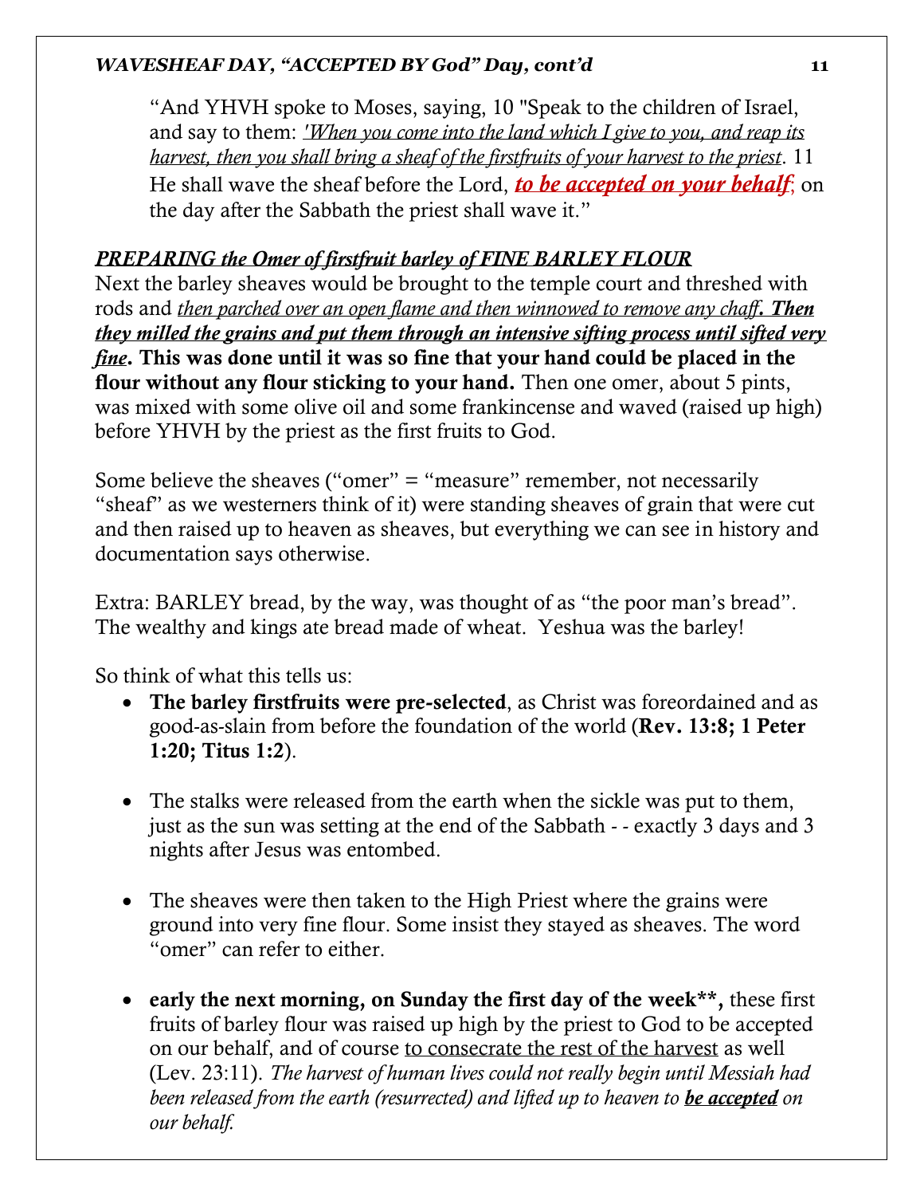“And YHVH spoke to Moses, saying, 10 "Speak to the children of Israel, and say to them: *'When you come into the land which I give to you, and reap its harvest, then you shall bring a sheaf of the firstfruits of your harvest to the priest*. 11 He shall wave the sheaf before the Lord, ***to be accepted on your behalf***; on the day after the Sabbath the priest shall wave it.”

***PREPARING the Omer of firstfruit barley of FINE BARLEY FLOUR***

Next the barley sheaves would be brought to the temple court and threshed with rods and *then parched over an open flame and then winnowed to remove any chaff****. Then they milled the grains and put them through an intensive sifting process until sifted very fine*****. This was done until it was so fine that your hand could be placed in the flour without any flour sticking to your hand.** Then one omer, about 5 pints, was mixed with some olive oil and some frankincense and waved (raised up high) before YHVH by the priest as the first fruits to God.

Some believe the sheaves (“omer” = “measure” remember, not necessarily “sheaf” as we westerners think of it) were standing sheaves of grain that were cut and then raised up to heaven as sheaves, but everything we can see in history and documentation says otherwise.

Extra: BARLEY bread, by the way, was thought of as “the poor man’s bread”. The wealthy and kings ate bread made of wheat.  Yeshua was the barley!

So think of what this tells us:

- **The barley firstfruits were pre-selected**, as Christ was foreordained and as good-as-slain from before the foundation of the world (**Rev. 13:8; 1 Peter 1:20; Titus 1:2**).

- The stalks were released from the earth when the sickle was put to them, just as the sun was setting at the end of the Sabbath - - exactly 3 days and 3 nights after Jesus was entombed.

- The sheaves were then taken to the High Priest where the grains were ground into very fine flour. Some insist they stayed as sheaves. The word “omer” can refer to either.

- **early the next morning, on Sunday the first day of the week\*\*,** these first fruits of barley flour was raised up high by the priest to God to be accepted on our behalf, and of course to consecrate the rest of the harvest as well (Lev. 23:11). *The harvest of human lives could not really begin until Messiah had been released from the earth (resurrected) and lifted up to heaven to* ***be accepted*** *on our behalf.*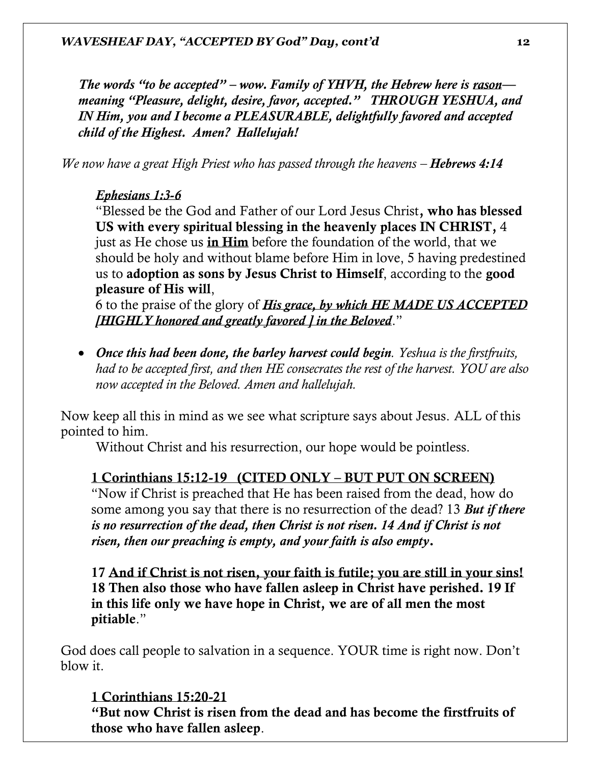*The words "to be accepted" – wow. Family of YHVH, the Hebrew here is <u>rason</u>—meaning "Pleasure, delight, desire, favor, accepted." THROUGH YESHUA, and IN Him, you and I become a PLEASURABLE, delightfully favored and accepted child of the Highest. Amen? Hallelujah!*

*We now have a great High Priest who has passed through the heavens –* ***Hebrews 4:14***

***<u>Ephesians 1:3-6</u>***
"Blessed be the God and Father of our Lord Jesus Christ**, who has blessed US with every spiritual blessing in the heavenly places IN CHRIST,** 4 just as He chose us **<u>in Him</u>** before the foundation of the world, that we should be holy and without blame before Him in love, 5 having predestined us to **adoption as sons by Jesus Christ to Himself**, according to the **good pleasure of His will**,
6 to the praise of the glory of ***<u>His grace, by which HE MADE US ACCEPTED [HIGHLY honored and greatly favored ] in the Beloved</u>***."

- ***Once this had been done, the barley harvest could begin****. Yeshua is the firstfruits, had to be accepted first, and then HE consecrates the rest of the harvest. YOU are also now accepted in the Beloved. Amen and hallelujah.*

Now keep all this in mind as we see what scripture says about Jesus. ALL of this pointed to him.
Without Christ and his resurrection, our hope would be pointless.

**<u>1 Corinthians 15:12-19 (CITED ONLY – BUT PUT ON SCREEN)</u>**
"Now if Christ is preached that He has been raised from the dead, how do some among you say that there is no resurrection of the dead? 13 ***But if there is no resurrection of the dead, then Christ is not risen. 14 And if Christ is not risen, then our preaching is empty, and your faith is also empty*****.**

**17 <u>And if Christ is not risen, your faith is futile; you are still in your sins!</u> 18 Then also those who have fallen asleep in Christ have perished. 19 If in this life only we have hope in Christ, we are of all men the most pitiable**."

God does call people to salvation in a sequence. YOUR time is right now. Don't blow it.

**<u>1 Corinthians 15:20-21</u>**
**"But now Christ is risen from the dead and has become the firstfruits of those who have fallen asleep**.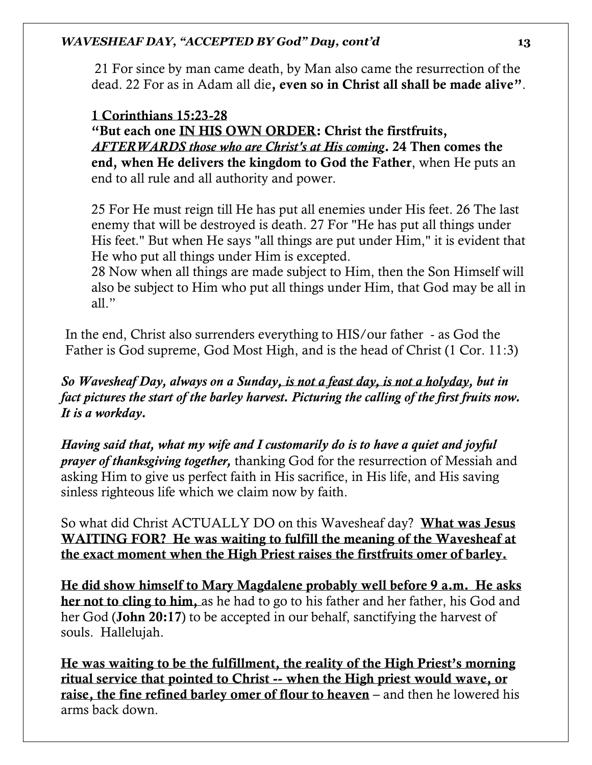21 For since by man came death, by Man also came the resurrection of the dead. 22 For as in Adam all die**, even so in Christ all shall be made alive"**.

**<u>1 Corinthians 15:23-28</u>**
**"But each one <u>IN HIS OWN ORDER</u>: Christ the firstfruits, *<u>AFTERWARDS those who are Christ's at His coming</u>*. 24 Then comes the end, when He delivers the kingdom to God the Father**, when He puts an end to all rule and all authority and power.

25 For He must reign till He has put all enemies under His feet. 26 The last enemy that will be destroyed is death. 27 For "He has put all things under His feet." But when He says "all things are put under Him," it is evident that He who put all things under Him is excepted.
28 Now when all things are made subject to Him, then the Son Himself will also be subject to Him who put all things under Him, that God may be all in all."

In the end, Christ also surrenders everything to HIS/our father - as God the Father is God supreme, God Most High, and is the head of Christ (1 Cor. 11:3)

***So Wavesheaf Day, always on a Sunday<u>, is not a feast day, is not a holyday</u>, but in fact pictures the start of the barley harvest. Picturing the calling of the first fruits now. It is a workday.***

***Having said that, what my wife and I customarily do is to have a quiet and joyful prayer of thanksgiving together,*** thanking God for the resurrection of Messiah and asking Him to give us perfect faith in His sacrifice, in His life, and His saving sinless righteous life which we claim now by faith.

So what did Christ ACTUALLY DO on this Wavesheaf day? **<u>What was Jesus WAITING FOR? He was waiting to fulfill the meaning of the Wavesheaf at the exact moment when the High Priest raises the firstfruits omer of barley.</u>**

**<u>He did show himself to Mary Magdalene probably well before 9 a.m. He asks her not to cling to him,</u>** as he had to go to his father and her father, his God and her God (**John 20:17**) to be accepted in our behalf, sanctifying the harvest of souls. Hallelujah.

**<u>He was waiting to be the fulfillment, the reality of the High Priest's morning ritual service that pointed to Christ -- when the High priest would wave, or raise, the fine refined barley omer of flour to heaven</u>** – and then he lowered his arms back down.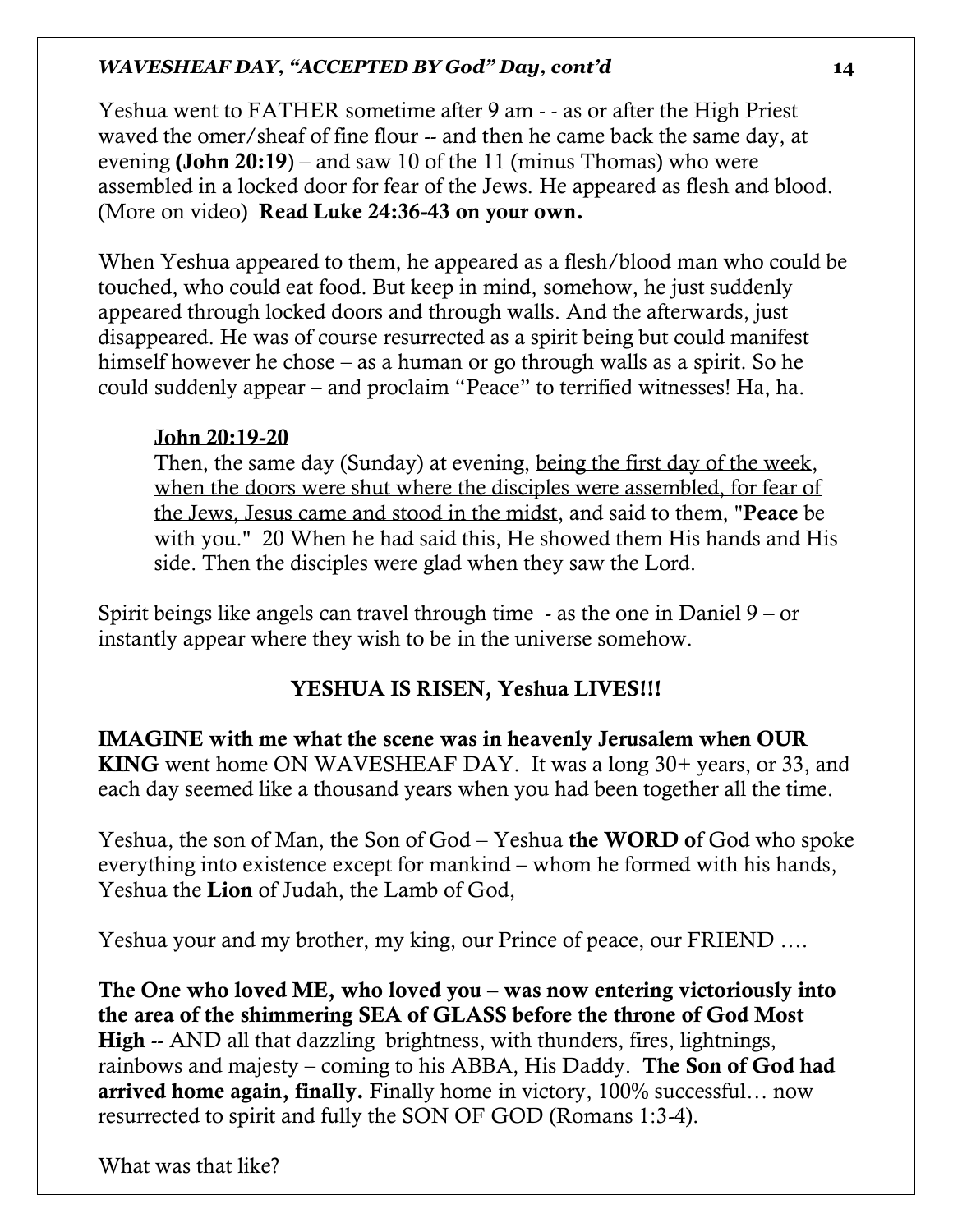Yeshua went to FATHER sometime after 9 am - - as or after the High Priest waved the omer/sheaf of fine flour -- and then he came back the same day, at evening **(John 20:19**) – and saw 10 of the 11 (minus Thomas) who were assembled in a locked door for fear of the Jews. He appeared as flesh and blood. (More on video) **Read Luke 24:36-43 on your own.**

When Yeshua appeared to them, he appeared as a flesh/blood man who could be touched, who could eat food. But keep in mind, somehow, he just suddenly appeared through locked doors and through walls. And the afterwards, just disappeared. He was of course resurrected as a spirit being but could manifest himself however he chose – as a human or go through walls as a spirit. So he could suddenly appear – and proclaim "Peace" to terrified witnesses! Ha, ha.

> <u>**John 20:19-20**</u>
> Then, the same day (Sunday) at evening, <u>being the first day of the week, when the doors were shut where the disciples were assembled, for fear of the Jews, Jesus came and stood in the midst</u>, and said to them, "**Peace** be with you." 20 When he had said this, He showed them His hands and His side. Then the disciples were glad when they saw the Lord.

Spirit beings like angels can travel through time - as the one in Daniel 9 – or instantly appear where they wish to be in the universe somehow.

<u>**YESHUA IS RISEN, Yeshua LIVES!!!**</u>

**IMAGINE with me what the scene was in heavenly Jerusalem when OUR KING** went home ON WAVESHEAF DAY. It was a long 30+ years, or 33, and each day seemed like a thousand years when you had been together all the time.

Yeshua, the son of Man, the Son of God – Yeshua **the WORD o**f God who spoke everything into existence except for mankind – whom he formed with his hands, Yeshua the **Lion** of Judah, the Lamb of God,

Yeshua your and my brother, my king, our Prince of peace, our FRIEND ….

**The One who loved ME, who loved you – was now entering victoriously into the area of the shimmering SEA of GLASS before the throne of God Most High** -- AND all that dazzling brightness, with thunders, fires, lightnings, rainbows and majesty – coming to his ABBA, His Daddy. **The Son of God had arrived home again, finally.** Finally home in victory, 100% successful… now resurrected to spirit and fully the SON OF GOD (Romans 1:3-4).

What was that like?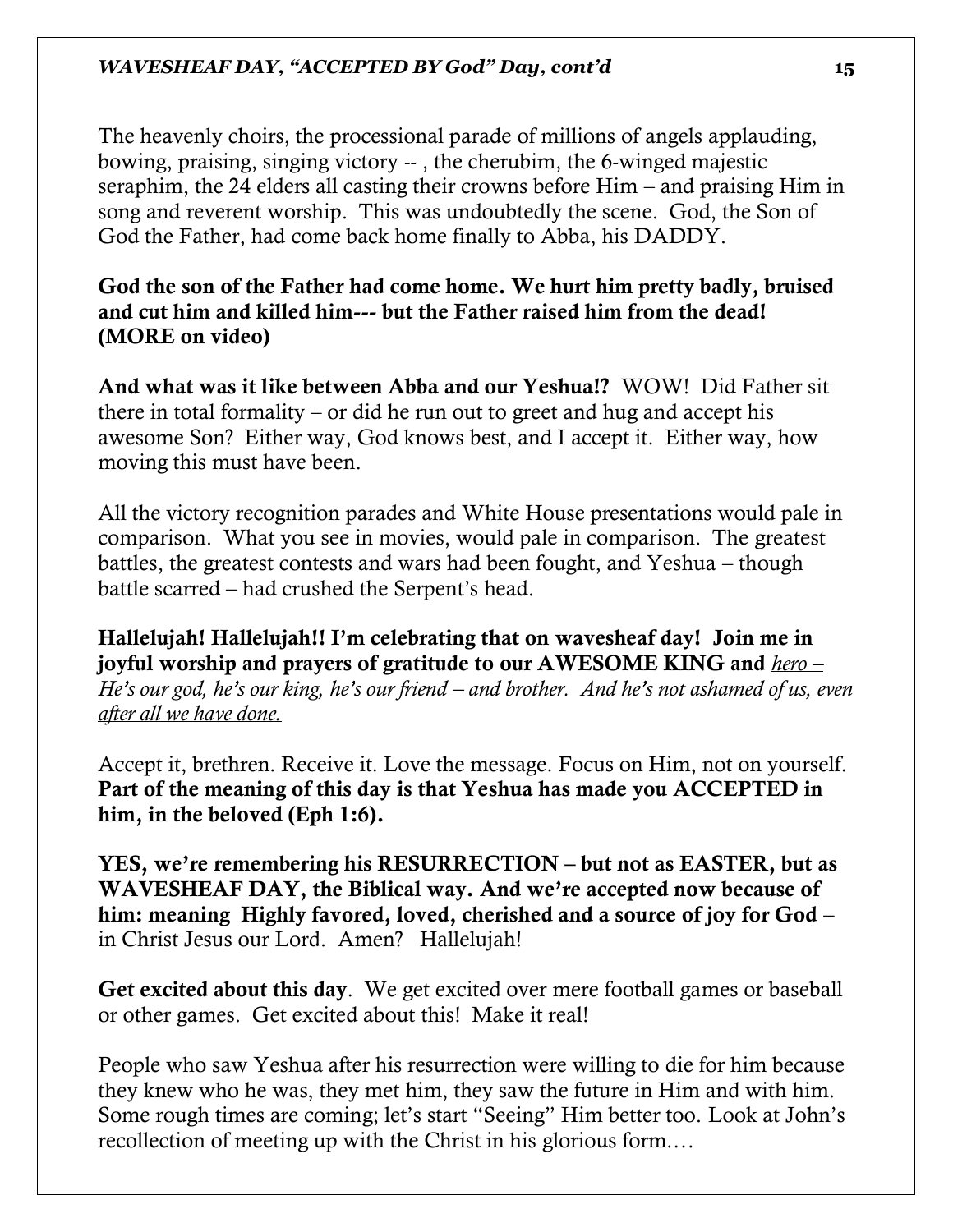The heavenly choirs, the processional parade of millions of angels applauding, bowing, praising, singing victory -- , the cherubim, the 6-winged majestic seraphim, the 24 elders all casting their crowns before Him – and praising Him in song and reverent worship. This was undoubtedly the scene. God, the Son of God the Father, had come back home finally to Abba, his DADDY.

**God the son of the Father had come home. We hurt him pretty badly, bruised and cut him and killed him--- but the Father raised him from the dead! (MORE on video)**

**And what was it like between Abba and our Yeshua!?** WOW! Did Father sit there in total formality – or did he run out to greet and hug and accept his awesome Son? Either way, God knows best, and I accept it. Either way, how moving this must have been.

All the victory recognition parades and White House presentations would pale in comparison. What you see in movies, would pale in comparison. The greatest battles, the greatest contests and wars had been fought, and Yeshua – though battle scarred – had crushed the Serpent's head.

**Hallelujah! Hallelujah!! I'm celebrating that on wavesheaf day! Join me in joyful worship and prayers of gratitude to our AWESOME KING and** *hero – He's our god, he's our king, he's our friend – and brother. And he's not ashamed of us, even after all we have done.*

Accept it, brethren. Receive it. Love the message. Focus on Him, not on yourself. **Part of the meaning of this day is that Yeshua has made you ACCEPTED in him, in the beloved (Eph 1:6).**

**YES, we're remembering his RESURRECTION – but not as EASTER, but as WAVESHEAF DAY, the Biblical way. And we're accepted now because of him: meaning Highly favored, loved, cherished and a source of joy for God** – in Christ Jesus our Lord. Amen? Hallelujah!

**Get excited about this day**. We get excited over mere football games or baseball or other games. Get excited about this! Make it real!

People who saw Yeshua after his resurrection were willing to die for him because they knew who he was, they met him, they saw the future in Him and with him. Some rough times are coming; let's start "Seeing" Him better too. Look at John's recollection of meeting up with the Christ in his glorious form.…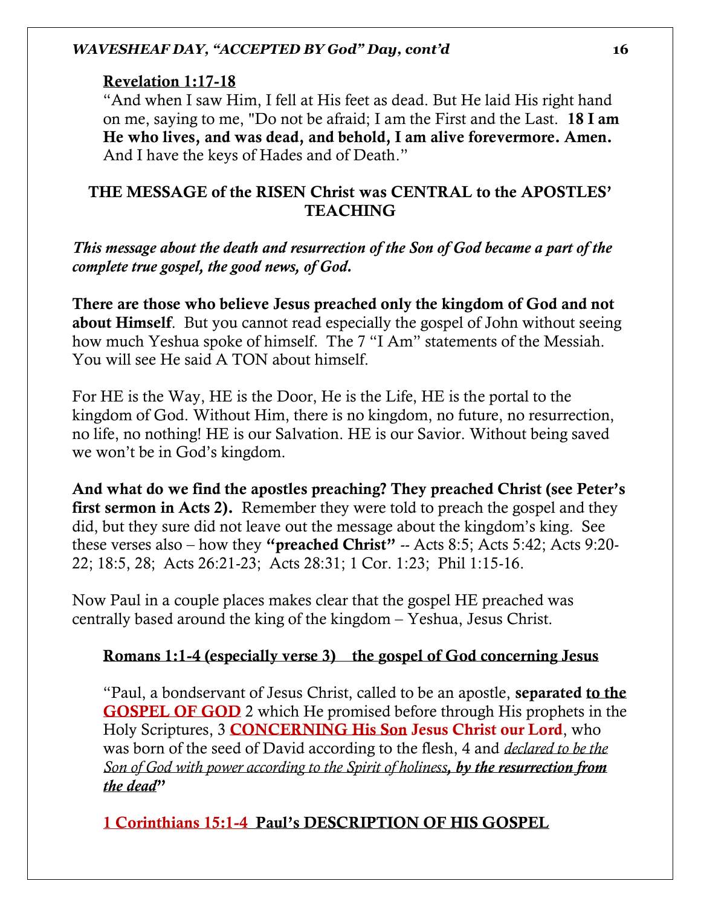**Revelation 1:17-18**

"And when I saw Him, I fell at His feet as dead. But He laid His right hand on me, saying to me, "Do not be afraid; I am the First and the Last. **18 I am He who lives, and was dead, and behold, I am alive forevermore. Amen.** And I have the keys of Hades and of Death."

## THE MESSAGE of the RISEN Christ was CENTRAL to the APOSTLES' TEACHING

***This message about the death and resurrection of the Son of God became a part of the complete true gospel, the good news, of God.***

**There are those who believe Jesus preached only the kingdom of God and not about Himself**. But you cannot read especially the gospel of John without seeing how much Yeshua spoke of himself. The 7 "I Am" statements of the Messiah. You will see He said A TON about himself.

For HE is the Way, HE is the Door, He is the Life, HE is the portal to the kingdom of God. Without Him, there is no kingdom, no future, no resurrection, no life, no nothing! HE is our Salvation. HE is our Savior. Without being saved we won't be in God's kingdom.

**And what do we find the apostles preaching? They preached Christ (see Peter's first sermon in Acts 2).** Remember they were told to preach the gospel and they did, but they sure did not leave out the message about the kingdom's king. See these verses also – how they **"preached Christ"** -- Acts 8:5; Acts 5:42; Acts 9:20-22; 18:5, 28; Acts 26:21-23; Acts 28:31; 1 Cor. 1:23; Phil 1:15-16.

Now Paul in a couple places makes clear that the gospel HE preached was centrally based around the king of the kingdom – Yeshua, Jesus Christ.

**Romans 1:1-4 (especially verse 3) the gospel of God concerning Jesus**

"Paul, a bondservant of Jesus Christ, called to be an apostle, **separated to the GOSPEL OF GOD** 2 which He promised before through His prophets in the Holy Scriptures, 3 **CONCERNING His Son Jesus Christ our Lord**, who was born of the seed of David according to the flesh, 4 and *declared to be the Son of God with power according to the Spirit of holiness**, by the resurrection from the dead***"

**1 Corinthians 15:1-4 Paul's DESCRIPTION OF HIS GOSPEL**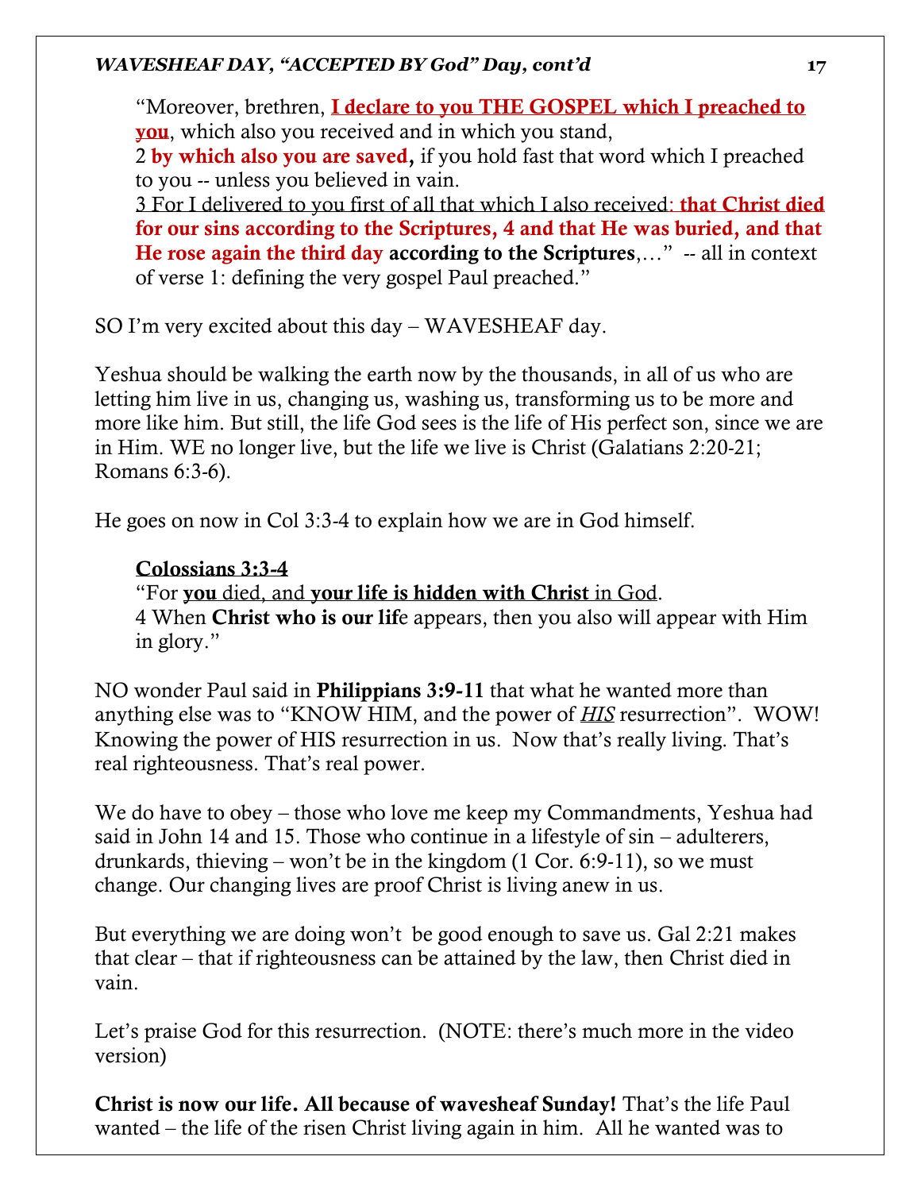"Moreover, brethren, **I declare to you THE GOSPEL which I preached to you**, which also you received and in which you stand,
2 **by which also you are saved,** if you hold fast that word which I preached to you -- unless you believed in vain.
3 For I delivered to you first of all that which I also received: **that Christ died for our sins according to the Scriptures, 4 and that He was buried, and that He rose again the third day according to the Scriptures**,…" -- all in context of verse 1: defining the very gospel Paul preached."

SO I'm very excited about this day – WAVESHEAF day.

Yeshua should be walking the earth now by the thousands, in all of us who are letting him live in us, changing us, washing us, transforming us to be more and more like him. But still, the life God sees is the life of His perfect son, since we are in Him. WE no longer live, but the life we live is Christ (Galatians 2:20-21; Romans 6:3-6).

He goes on now in Col 3:3-4 to explain how we are in God himself.

**Colossians 3:3-4**
"For **you** died, and **your life is hidden with Christ** in God.
4 When **Christ who is our lif**e appears, then you also will appear with Him in glory."

NO wonder Paul said in **Philippians 3:9-11** that what he wanted more than anything else was to "KNOW HIM, and the power of *HIS* resurrection". WOW! Knowing the power of HIS resurrection in us. Now that's really living. That's real righteousness. That's real power.

We do have to obey – those who love me keep my Commandments, Yeshua had said in John 14 and 15. Those who continue in a lifestyle of sin – adulterers, drunkards, thieving – won't be in the kingdom (1 Cor. 6:9-11), so we must change. Our changing lives are proof Christ is living anew in us.

But everything we are doing won't be good enough to save us. Gal 2:21 makes that clear – that if righteousness can be attained by the law, then Christ died in vain.

Let's praise God for this resurrection. (NOTE: there's much more in the video version)

**Christ is now our life. All because of wavesheaf Sunday!** That's the life Paul wanted – the life of the risen Christ living again in him. All he wanted was to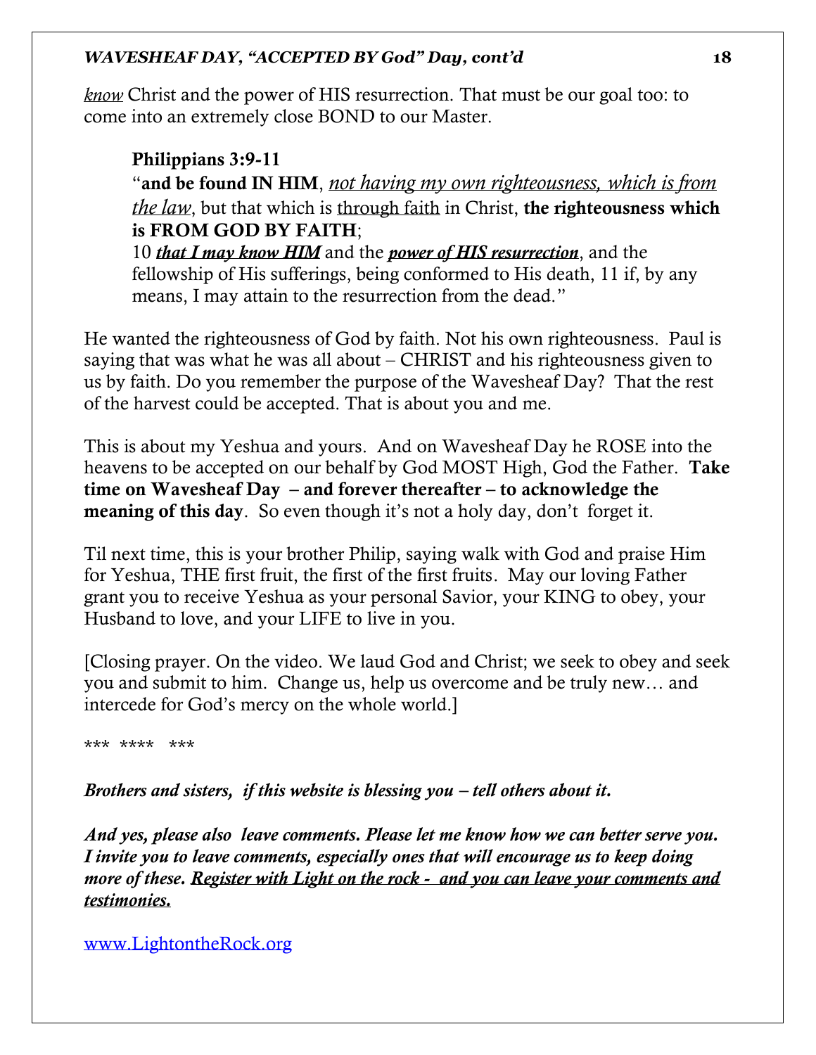*know* Christ and the power of HIS resurrection. That must be our goal too: to come into an extremely close BOND to our Master.

> **Philippians 3:9-11**
> "**and be found IN HIM**, *not having my own righteousness, which is from the law*, but that which is through faith in Christ, **the righteousness which is FROM GOD BY FAITH**;
> 10 ***that I may know HIM*** and the ***power of HIS resurrection***, and the fellowship of His sufferings, being conformed to His death, 11 if, by any means, I may attain to the resurrection from the dead."

He wanted the righteousness of God by faith. Not his own righteousness. Paul is saying that was what he was all about – CHRIST and his righteousness given to us by faith. Do you remember the purpose of the Wavesheaf Day? That the rest of the harvest could be accepted. That is about you and me.

This is about my Yeshua and yours. And on Wavesheaf Day he ROSE into the heavens to be accepted on our behalf by God MOST High, God the Father. **Take time on Wavesheaf Day – and forever thereafter – to acknowledge the meaning of this day**. So even though it's not a holy day, don't forget it.

Til next time, this is your brother Philip, saying walk with God and praise Him for Yeshua, THE first fruit, the first of the first fruits. May our loving Father grant you to receive Yeshua as your personal Savior, your KING to obey, your Husband to love, and your LIFE to live in you.

[Closing prayer. On the video. We laud God and Christ; we seek to obey and seek you and submit to him. Change us, help us overcome and be truly new… and intercede for God's mercy on the whole world.]

\*\*\* \*\*\*\* \*\*\*

***Brothers and sisters, if this website is blessing you – tell others about it.***

***And yes, please also leave comments. Please let me know how we can better serve you. I invite you to leave comments, especially ones that will encourage us to keep doing more of these. Register with Light on the rock - and you can leave your comments and testimonies.***

www.LightontheRock.org